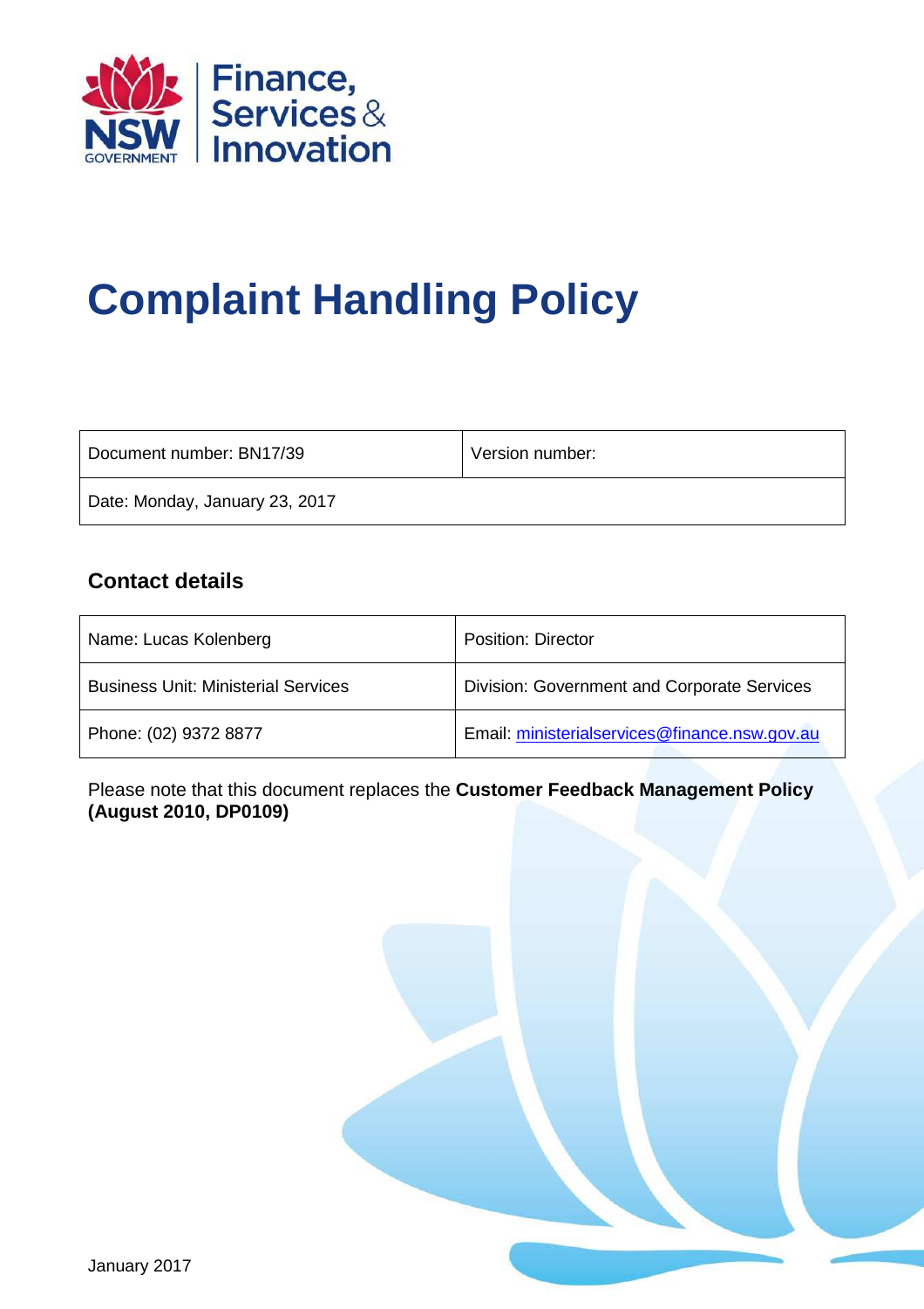# Complaint Handling Policy

| Document number: BN17/39 | Version number: |
|---|---|
| Date: Monday, January 23, 2017 | |

## Contact details

| Name: Lucas Kolenberg | Position: Director |
|---|---|
| Business Unit: Ministerial Services | Division: Government and Corporate Services |
| Phone: (02) 9372 8877 | Email: ministerialservices@finance.nsw.gov.au |

Please note that this document replaces the **Customer Feedback Management Policy (August 2010, DP0109)**

January 2017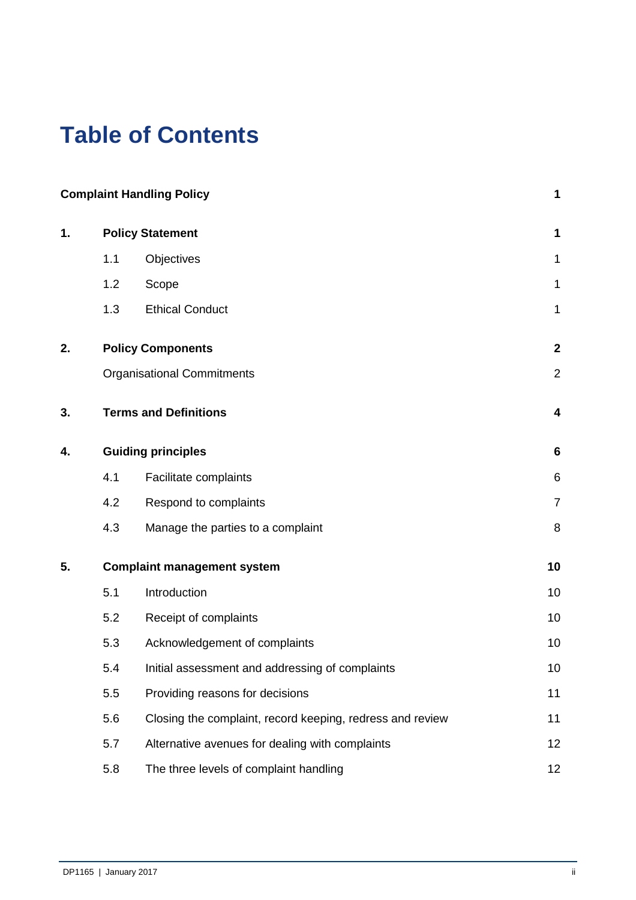# Table of Contents

| | | | |
|---|---|---|---|
| **Complaint Handling Policy** | | | **1** |
| **1.** | **Policy Statement** | | **1** |
| | 1.1 | Objectives | 1 |
| | 1.2 | Scope | 1 |
| | 1.3 | Ethical Conduct | 1 |
| **2.** | **Policy Components** | | **2** |
| | Organisational Commitments | | 2 |
| **3.** | **Terms and Definitions** | | **4** |
| **4.** | **Guiding principles** | | **6** |
| | 4.1 | Facilitate complaints | 6 |
| | 4.2 | Respond to complaints | 7 |
| | 4.3 | Manage the parties to a complaint | 8 |
| **5.** | **Complaint management system** | | **10** |
| | 5.1 | Introduction | 10 |
| | 5.2 | Receipt of complaints | 10 |
| | 5.3 | Acknowledgement of complaints | 10 |
| | 5.4 | Initial assessment and addressing of complaints | 10 |
| | 5.5 | Providing reasons for decisions | 11 |
| | 5.6 | Closing the complaint, record keeping, redress and review | 11 |
| | 5.7 | Alternative avenues for dealing with complaints | 12 |
| | 5.8 | The three levels of complaint handling | 12 |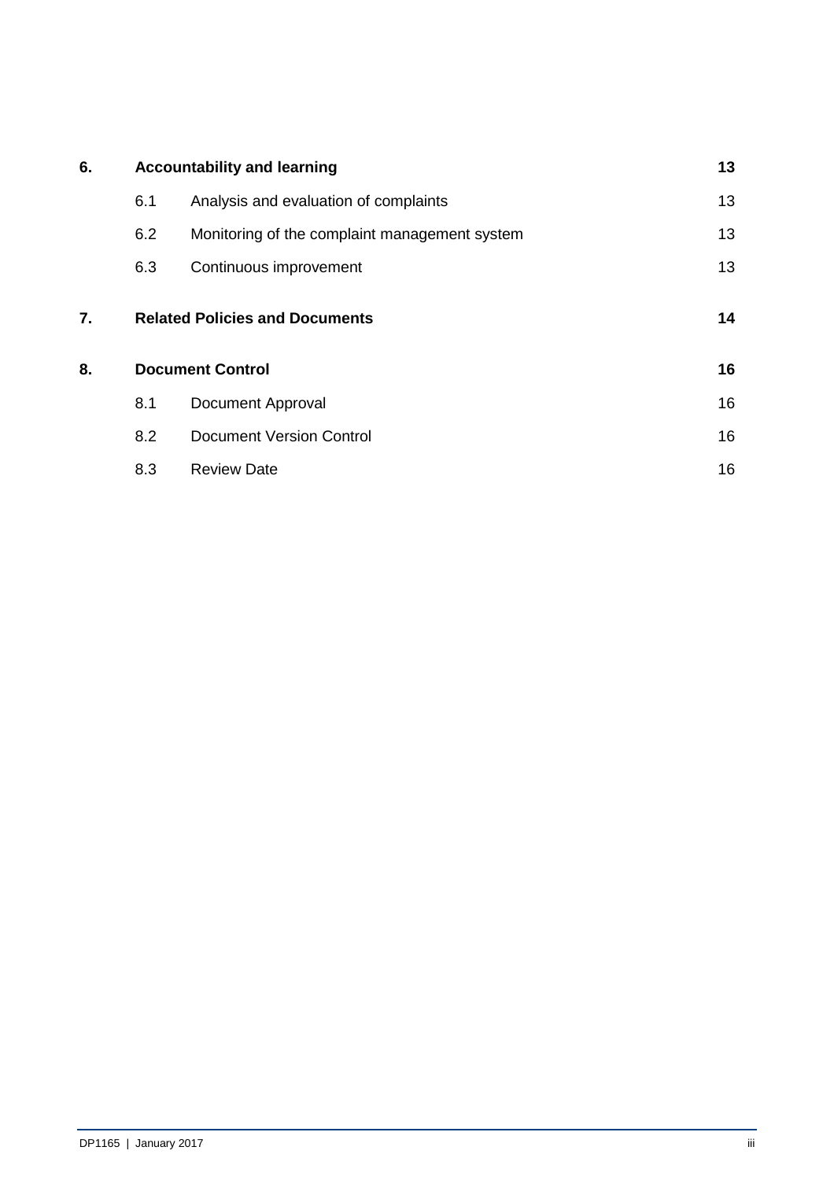| | | | |
|---|---|---|---|
| **6.** | **Accountability and learning** | | **13** |
| | 6.1 | Analysis and evaluation of complaints | 13 |
| | 6.2 | Monitoring of the complaint management system | 13 |
| | 6.3 | Continuous improvement | 13 |
| **7.** | **Related Policies and Documents** | | **14** |
| **8.** | **Document Control** | | **16** |
| | 8.1 | Document Approval | 16 |
| | 8.2 | Document Version Control | 16 |
| | 8.3 | Review Date | 16 |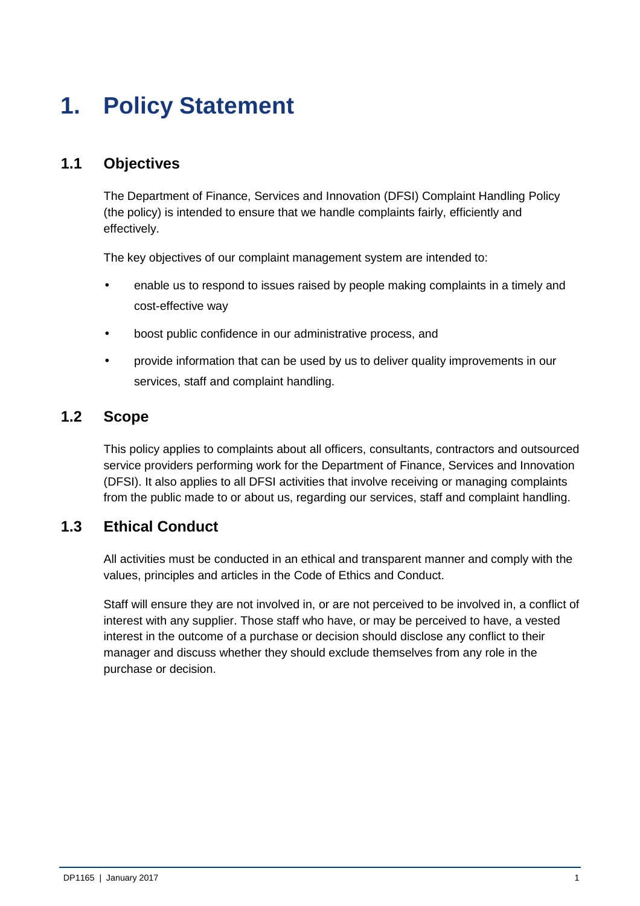# 1. Policy Statement

## 1.1 Objectives

The Department of Finance, Services and Innovation (DFSI) Complaint Handling Policy (the policy) is intended to ensure that we handle complaints fairly, efficiently and effectively.

The key objectives of our complaint management system are intended to:

- enable us to respond to issues raised by people making complaints in a timely and cost-effective way
- boost public confidence in our administrative process, and
- provide information that can be used by us to deliver quality improvements in our services, staff and complaint handling.

## 1.2 Scope

This policy applies to complaints about all officers, consultants, contractors and outsourced service providers performing work for the Department of Finance, Services and Innovation (DFSI). It also applies to all DFSI activities that involve receiving or managing complaints from the public made to or about us, regarding our services, staff and complaint handling.

## 1.3 Ethical Conduct

All activities must be conducted in an ethical and transparent manner and comply with the values, principles and articles in the Code of Ethics and Conduct.

Staff will ensure they are not involved in, or are not perceived to be involved in, a conflict of interest with any supplier. Those staff who have, or may be perceived to have, a vested interest in the outcome of a purchase or decision should disclose any conflict to their manager and discuss whether they should exclude themselves from any role in the purchase or decision.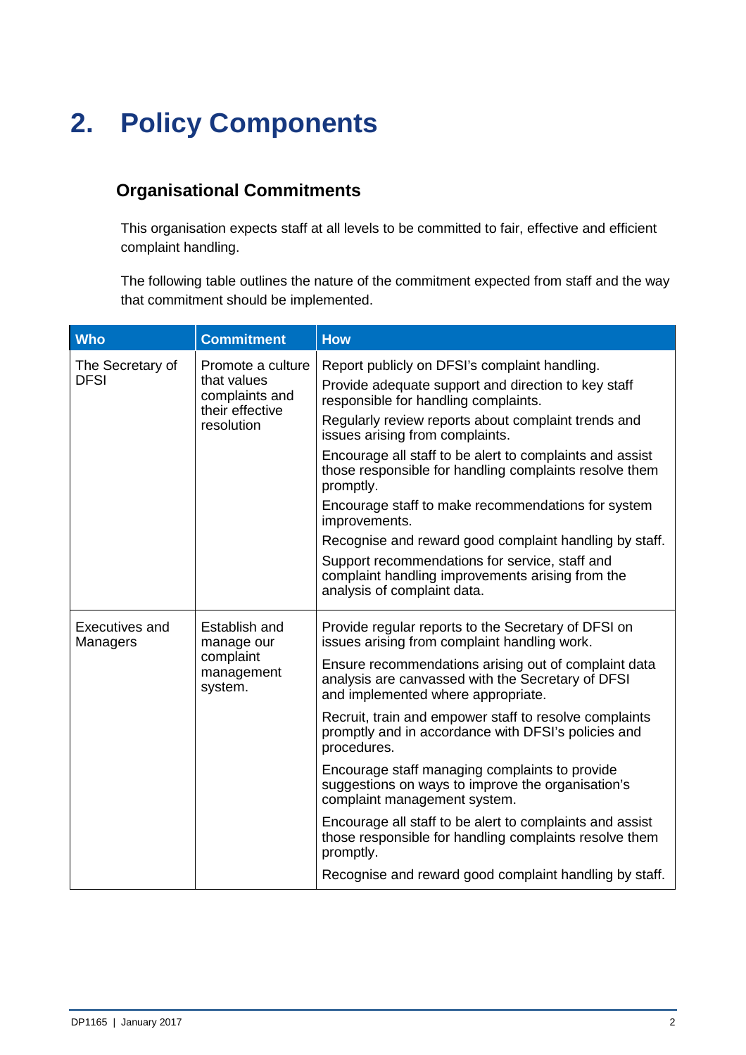# 2. Policy Components

## Organisational Commitments

This organisation expects staff at all levels to be committed to fair, effective and efficient complaint handling.

The following table outlines the nature of the commitment expected from staff and the way that commitment should be implemented.

| Who | Commitment | How |
|---|---|---|
| The Secretary of DFSI | Promote a culture that values complaints and their effective resolution | Report publicly on DFSI's complaint handling.<br>Provide adequate support and direction to key staff responsible for handling complaints.<br>Regularly review reports about complaint trends and issues arising from complaints.<br>Encourage all staff to be alert to complaints and assist those responsible for handling complaints resolve them promptly.<br>Encourage staff to make recommendations for system improvements.<br>Recognise and reward good complaint handling by staff.<br>Support recommendations for service, staff and complaint handling improvements arising from the analysis of complaint data. |
| Executives and Managers | Establish and manage our complaint management system. | Provide regular reports to the Secretary of DFSI on issues arising from complaint handling work.<br>Ensure recommendations arising out of complaint data analysis are canvassed with the Secretary of DFSI and implemented where appropriate.<br>Recruit, train and empower staff to resolve complaints promptly and in accordance with DFSI's policies and procedures.<br>Encourage staff managing complaints to provide suggestions on ways to improve the organisation's complaint management system.<br>Encourage all staff to be alert to complaints and assist those responsible for handling complaints resolve them promptly.<br>Recognise and reward good complaint handling by staff. |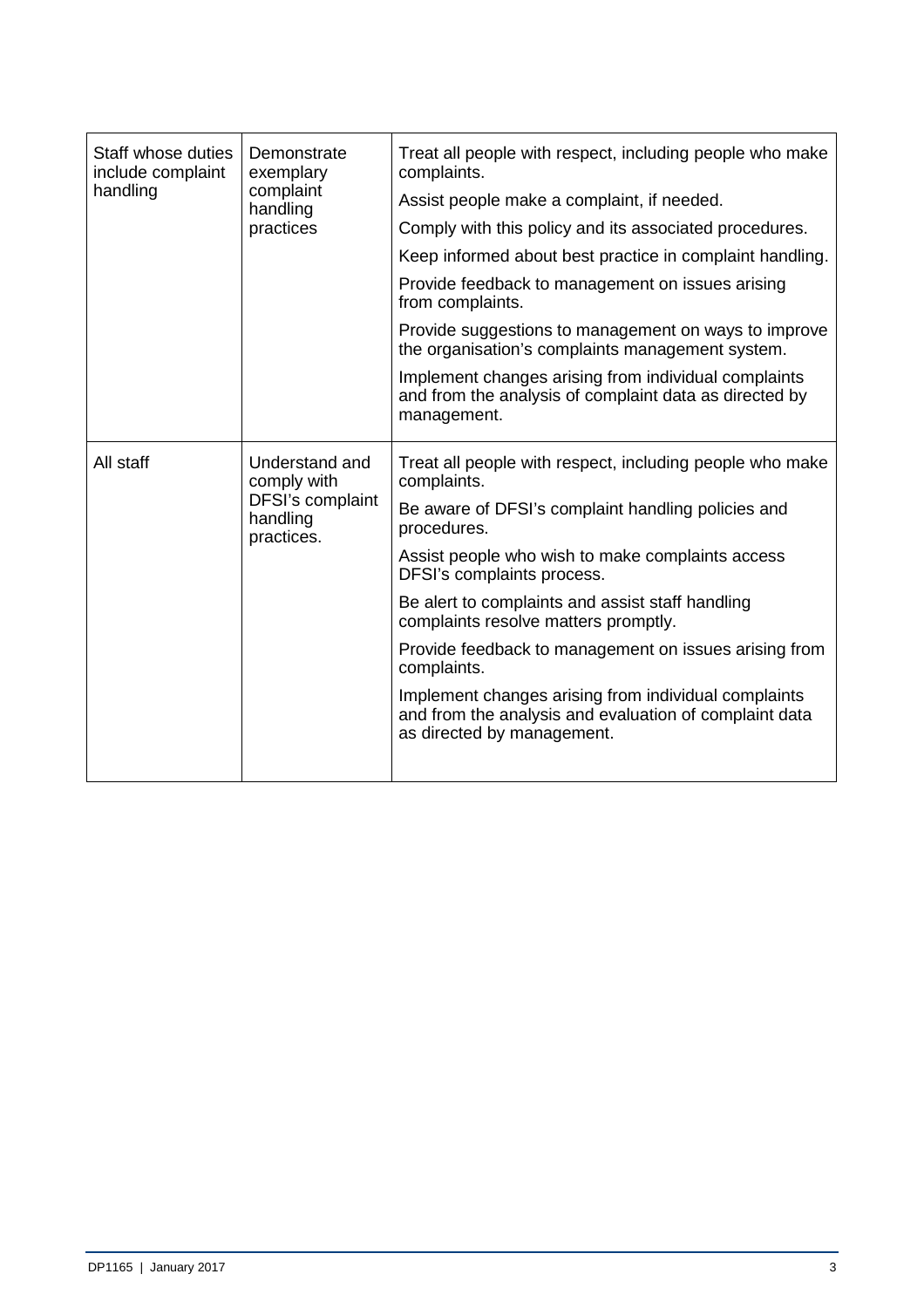| | | |
|---|---|---|
| Staff whose duties include complaint handling | Demonstrate exemplary complaint handling practices | Treat all people with respect, including people who make complaints.<br>Assist people make a complaint, if needed.<br>Comply with this policy and its associated procedures.<br>Keep informed about best practice in complaint handling.<br>Provide feedback to management on issues arising from complaints.<br>Provide suggestions to management on ways to improve the organisation's complaints management system.<br>Implement changes arising from individual complaints and from the analysis of complaint data as directed by management. |
| All staff | Understand and comply with DFSI's complaint handling practices. | Treat all people with respect, including people who make complaints.<br>Be aware of DFSI's complaint handling policies and procedures.<br>Assist people who wish to make complaints access DFSI's complaints process.<br>Be alert to complaints and assist staff handling complaints resolve matters promptly.<br>Provide feedback to management on issues arising from complaints.<br>Implement changes arising from individual complaints and from the analysis and evaluation of complaint data as directed by management. |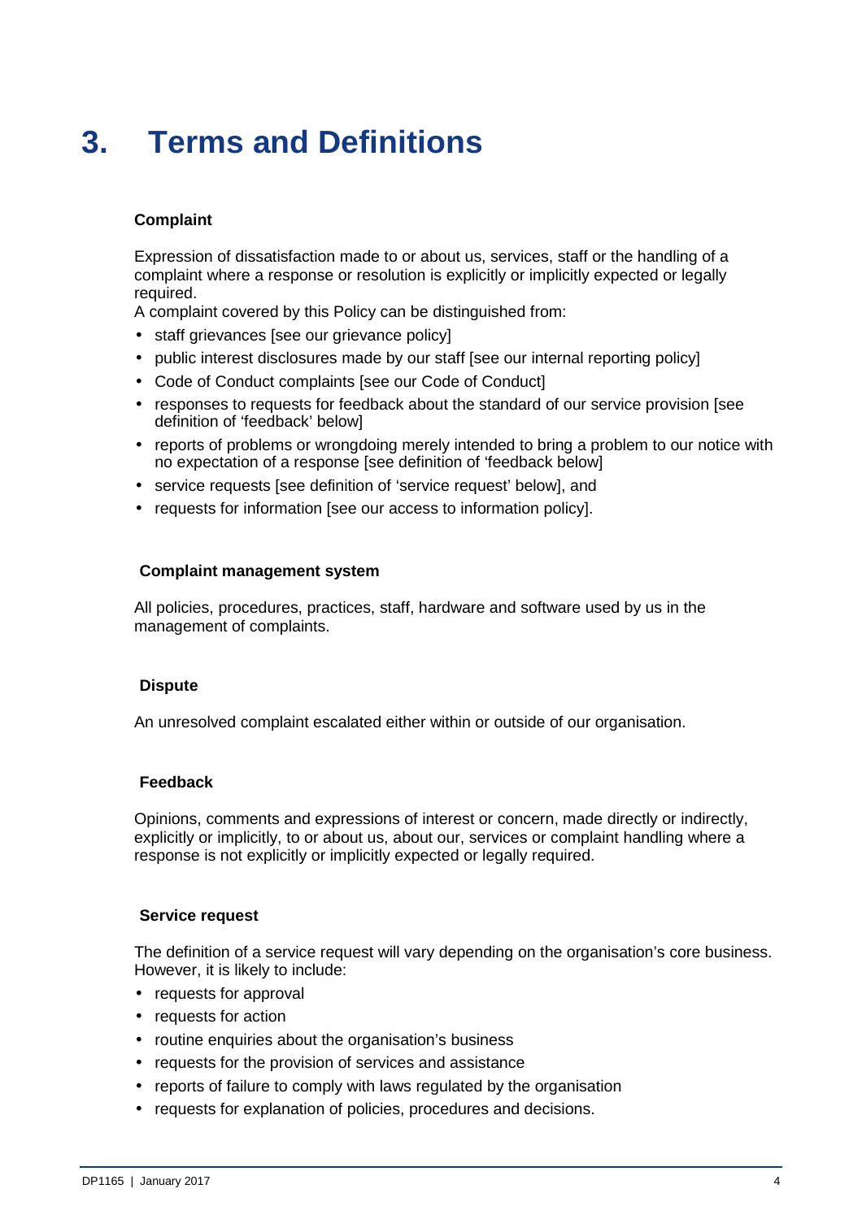# 3. Terms and Definitions

**Complaint**

Expression of dissatisfaction made to or about us, services, staff or the handling of a complaint where a response or resolution is explicitly or implicitly expected or legally required.

A complaint covered by this Policy can be distinguished from:

- staff grievances [see our grievance policy]
- public interest disclosures made by our staff [see our internal reporting policy]
- Code of Conduct complaints [see our Code of Conduct]
- responses to requests for feedback about the standard of our service provision [see definition of 'feedback' below]
- reports of problems or wrongdoing merely intended to bring a problem to our notice with no expectation of a response [see definition of 'feedback below]
- service requests [see definition of 'service request' below], and
- requests for information [see our access to information policy].

**Complaint management system**

All policies, procedures, practices, staff, hardware and software used by us in the management of complaints.

**Dispute**

An unresolved complaint escalated either within or outside of our organisation.

**Feedback**

Opinions, comments and expressions of interest or concern, made directly or indirectly, explicitly or implicitly, to or about us, about our, services or complaint handling where a response is not explicitly or implicitly expected or legally required.

**Service request**

The definition of a service request will vary depending on the organisation's core business. However, it is likely to include:

- requests for approval
- requests for action
- routine enquiries about the organisation's business
- requests for the provision of services and assistance
- reports of failure to comply with laws regulated by the organisation
- requests for explanation of policies, procedures and decisions.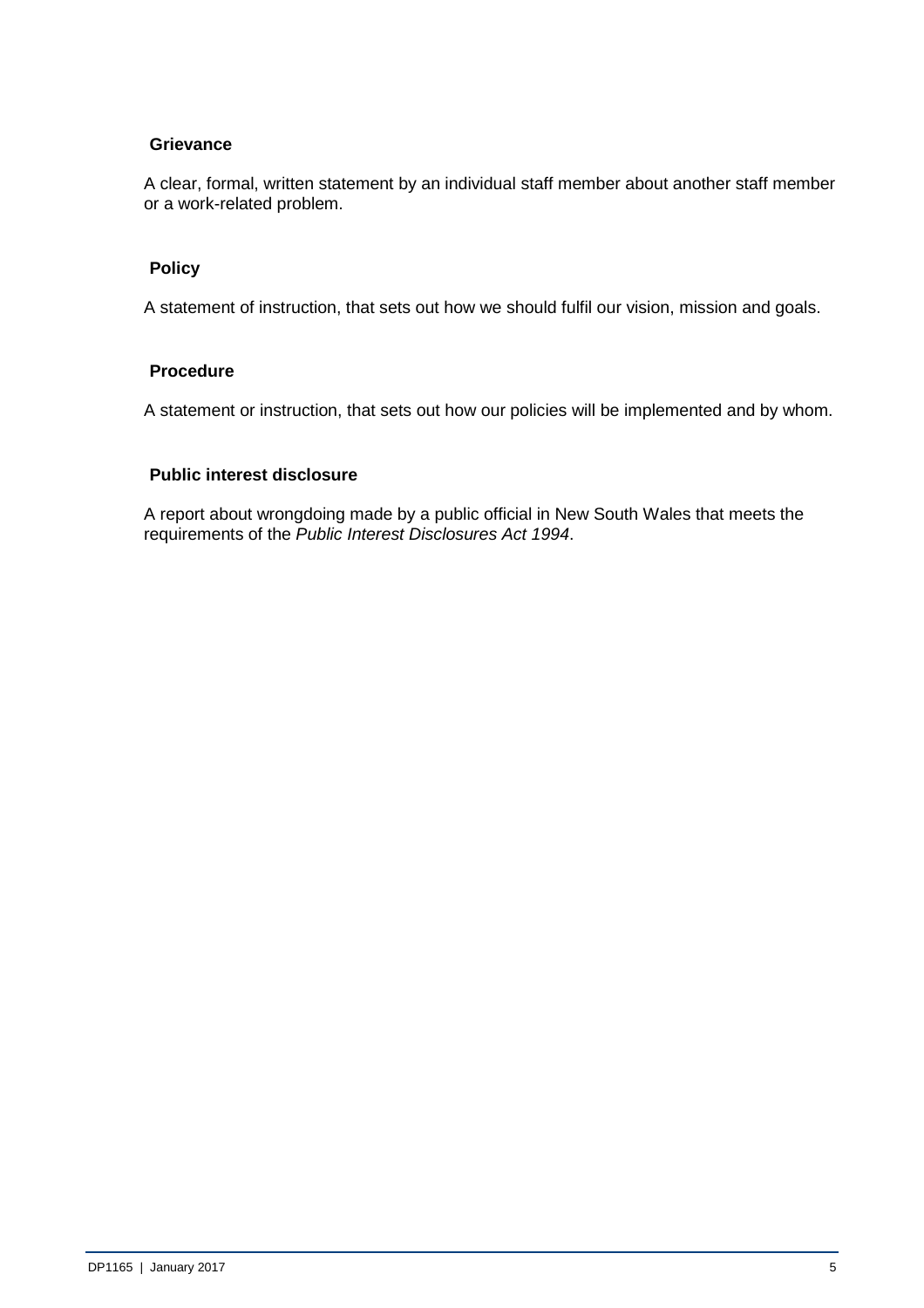### Grievance

A clear, formal, written statement by an individual staff member about another staff member or a work-related problem.

### Policy

A statement of instruction, that sets out how we should fulfil our vision, mission and goals.

### Procedure

A statement or instruction, that sets out how our policies will be implemented and by whom.

### Public interest disclosure

A report about wrongdoing made by a public official in New South Wales that meets the requirements of the *Public Interest Disclosures Act 1994*.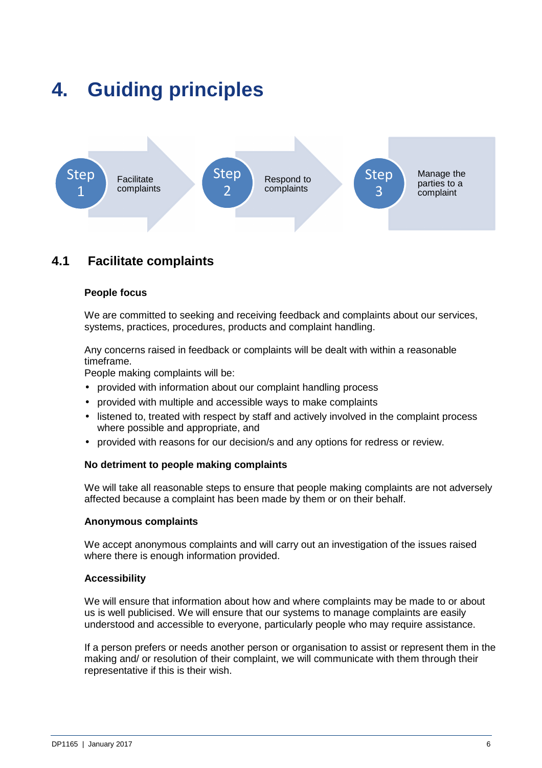# 4. Guiding principles

Step 1 — Facilitate complaints

Step 2 — Respond to complaints

Step 3 — Manage the parties to a complaint

## 4.1 Facilitate complaints

**People focus**

We are committed to seeking and receiving feedback and complaints about our services, systems, practices, procedures, products and complaint handling.

Any concerns raised in feedback or complaints will be dealt with within a reasonable timeframe.

People making complaints will be:

- provided with information about our complaint handling process
- provided with multiple and accessible ways to make complaints
- listened to, treated with respect by staff and actively involved in the complaint process where possible and appropriate, and
- provided with reasons for our decision/s and any options for redress or review.

**No detriment to people making complaints**

We will take all reasonable steps to ensure that people making complaints are not adversely affected because a complaint has been made by them or on their behalf.

**Anonymous complaints**

We accept anonymous complaints and will carry out an investigation of the issues raised where there is enough information provided.

**Accessibility**

We will ensure that information about how and where complaints may be made to or about us is well publicised. We will ensure that our systems to manage complaints are easily understood and accessible to everyone, particularly people who may require assistance.

If a person prefers or needs another person or organisation to assist or represent them in the making and/ or resolution of their complaint, we will communicate with them through their representative if this is their wish.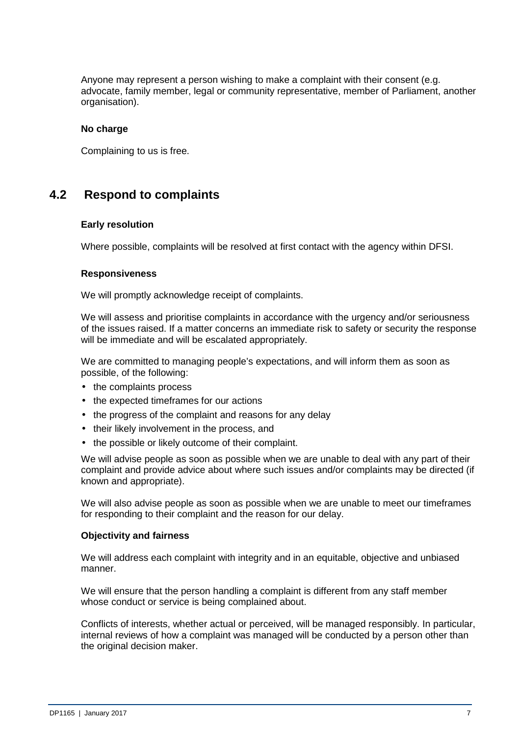Anyone may represent a person wishing to make a complaint with their consent (e.g. advocate, family member, legal or community representative, member of Parliament, another organisation).

#### No charge

Complaining to us is free.

## 4.2 Respond to complaints

#### Early resolution

Where possible, complaints will be resolved at first contact with the agency within DFSI.

#### Responsiveness

We will promptly acknowledge receipt of complaints.

We will assess and prioritise complaints in accordance with the urgency and/or seriousness of the issues raised. If a matter concerns an immediate risk to safety or security the response will be immediate and will be escalated appropriately.

We are committed to managing people's expectations, and will inform them as soon as possible, of the following:

- the complaints process
- the expected timeframes for our actions
- the progress of the complaint and reasons for any delay
- their likely involvement in the process, and
- the possible or likely outcome of their complaint.

We will advise people as soon as possible when we are unable to deal with any part of their complaint and provide advice about where such issues and/or complaints may be directed (if known and appropriate).

We will also advise people as soon as possible when we are unable to meet our timeframes for responding to their complaint and the reason for our delay.

#### Objectivity and fairness

We will address each complaint with integrity and in an equitable, objective and unbiased manner.

We will ensure that the person handling a complaint is different from any staff member whose conduct or service is being complained about.

Conflicts of interests, whether actual or perceived, will be managed responsibly. In particular, internal reviews of how a complaint was managed will be conducted by a person other than the original decision maker.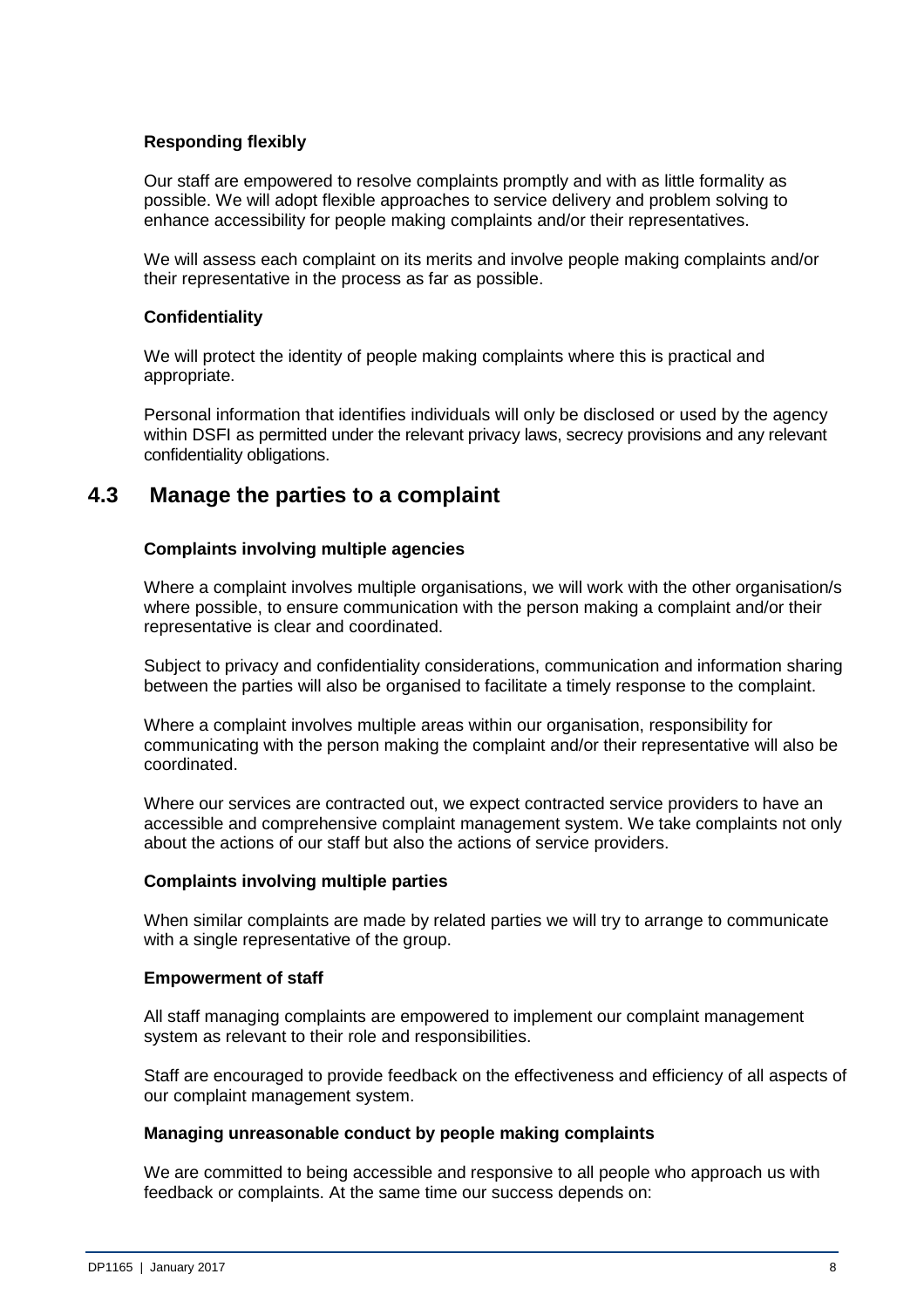#### Responding flexibly

Our staff are empowered to resolve complaints promptly and with as little formality as possible. We will adopt flexible approaches to service delivery and problem solving to enhance accessibility for people making complaints and/or their representatives.

We will assess each complaint on its merits and involve people making complaints and/or their representative in the process as far as possible.

#### Confidentiality

We will protect the identity of people making complaints where this is practical and appropriate.

Personal information that identifies individuals will only be disclosed or used by the agency within DSFI as permitted under the relevant privacy laws, secrecy provisions and any relevant confidentiality obligations.

## 4.3 Manage the parties to a complaint

#### Complaints involving multiple agencies

Where a complaint involves multiple organisations, we will work with the other organisation/s where possible, to ensure communication with the person making a complaint and/or their representative is clear and coordinated.

Subject to privacy and confidentiality considerations, communication and information sharing between the parties will also be organised to facilitate a timely response to the complaint.

Where a complaint involves multiple areas within our organisation, responsibility for communicating with the person making the complaint and/or their representative will also be coordinated.

Where our services are contracted out, we expect contracted service providers to have an accessible and comprehensive complaint management system. We take complaints not only about the actions of our staff but also the actions of service providers.

#### Complaints involving multiple parties

When similar complaints are made by related parties we will try to arrange to communicate with a single representative of the group.

#### Empowerment of staff

All staff managing complaints are empowered to implement our complaint management system as relevant to their role and responsibilities.

Staff are encouraged to provide feedback on the effectiveness and efficiency of all aspects of our complaint management system.

#### Managing unreasonable conduct by people making complaints

We are committed to being accessible and responsive to all people who approach us with feedback or complaints. At the same time our success depends on: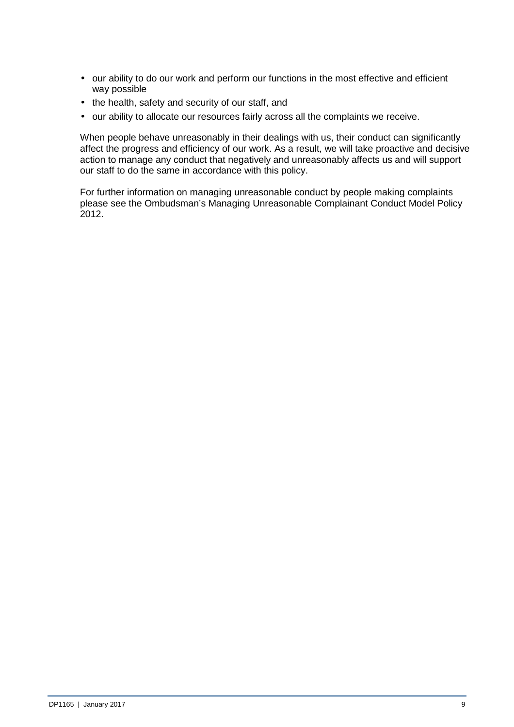- our ability to do our work and perform our functions in the most effective and efficient way possible
- the health, safety and security of our staff, and
- our ability to allocate our resources fairly across all the complaints we receive.

When people behave unreasonably in their dealings with us, their conduct can significantly affect the progress and efficiency of our work. As a result, we will take proactive and decisive action to manage any conduct that negatively and unreasonably affects us and will support our staff to do the same in accordance with this policy.

For further information on managing unreasonable conduct by people making complaints please see the Ombudsman's Managing Unreasonable Complainant Conduct Model Policy 2012.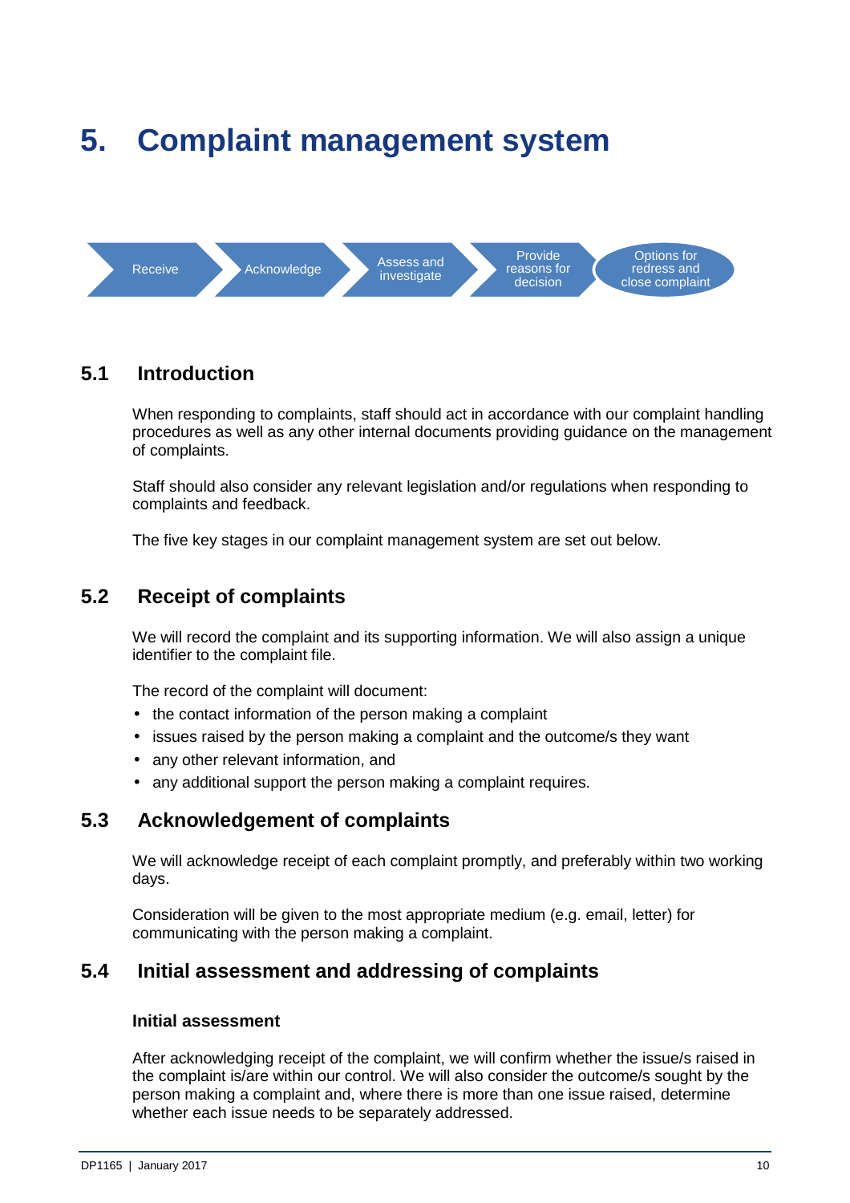# 5. Complaint management system

Receive → Acknowledge → Assess and investigate → Provide reasons for decision → Options for redress and close complaint

## 5.1 Introduction

When responding to complaints, staff should act in accordance with our complaint handling procedures as well as any other internal documents providing guidance on the management of complaints.

Staff should also consider any relevant legislation and/or regulations when responding to complaints and feedback.

The five key stages in our complaint management system are set out below.

## 5.2 Receipt of complaints

We will record the complaint and its supporting information. We will also assign a unique identifier to the complaint file.

The record of the complaint will document:

- the contact information of the person making a complaint
- issues raised by the person making a complaint and the outcome/s they want
- any other relevant information, and
- any additional support the person making a complaint requires.

## 5.3 Acknowledgement of complaints

We will acknowledge receipt of each complaint promptly, and preferably within two working days.

Consideration will be given to the most appropriate medium (e.g. email, letter) for communicating with the person making a complaint.

## 5.4 Initial assessment and addressing of complaints

### Initial assessment

After acknowledging receipt of the complaint, we will confirm whether the issue/s raised in the complaint is/are within our control. We will also consider the outcome/s sought by the person making a complaint and, where there is more than one issue raised, determine whether each issue needs to be separately addressed.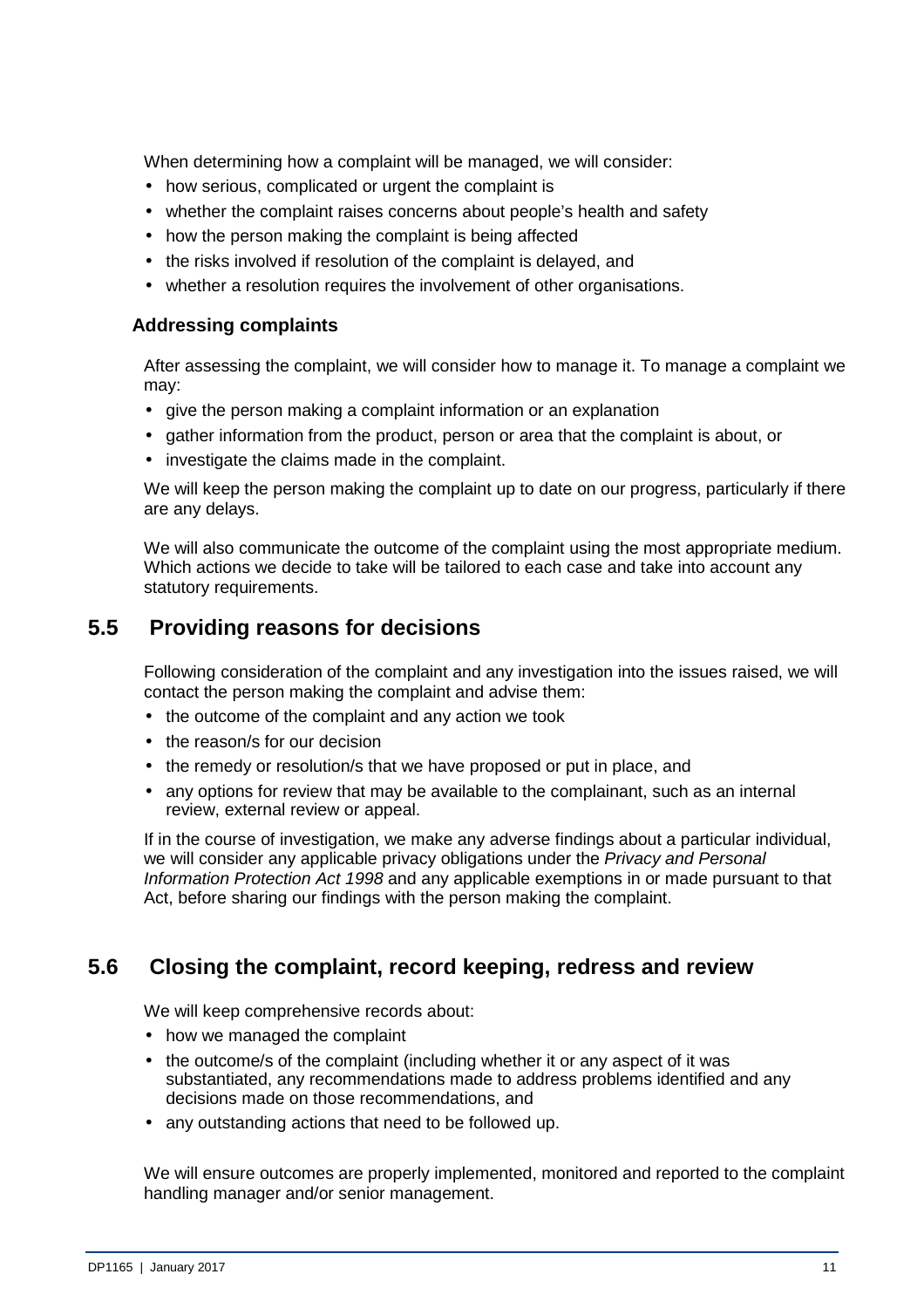When determining how a complaint will be managed, we will consider:

- how serious, complicated or urgent the complaint is
- whether the complaint raises concerns about people's health and safety
- how the person making the complaint is being affected
- the risks involved if resolution of the complaint is delayed, and
- whether a resolution requires the involvement of other organisations.

### Addressing complaints

After assessing the complaint, we will consider how to manage it. To manage a complaint we may:

- give the person making a complaint information or an explanation
- gather information from the product, person or area that the complaint is about, or
- investigate the claims made in the complaint.

We will keep the person making the complaint up to date on our progress, particularly if there are any delays.

We will also communicate the outcome of the complaint using the most appropriate medium. Which actions we decide to take will be tailored to each case and take into account any statutory requirements.

## 5.5 Providing reasons for decisions

Following consideration of the complaint and any investigation into the issues raised, we will contact the person making the complaint and advise them:

- the outcome of the complaint and any action we took
- the reason/s for our decision
- the remedy or resolution/s that we have proposed or put in place, and
- any options for review that may be available to the complainant, such as an internal review, external review or appeal.

If in the course of investigation, we make any adverse findings about a particular individual, we will consider any applicable privacy obligations under the *Privacy and Personal Information Protection Act 1998* and any applicable exemptions in or made pursuant to that Act, before sharing our findings with the person making the complaint.

## 5.6 Closing the complaint, record keeping, redress and review

We will keep comprehensive records about:

- how we managed the complaint
- the outcome/s of the complaint (including whether it or any aspect of it was substantiated, any recommendations made to address problems identified and any decisions made on those recommendations, and
- any outstanding actions that need to be followed up.

We will ensure outcomes are properly implemented, monitored and reported to the complaint handling manager and/or senior management.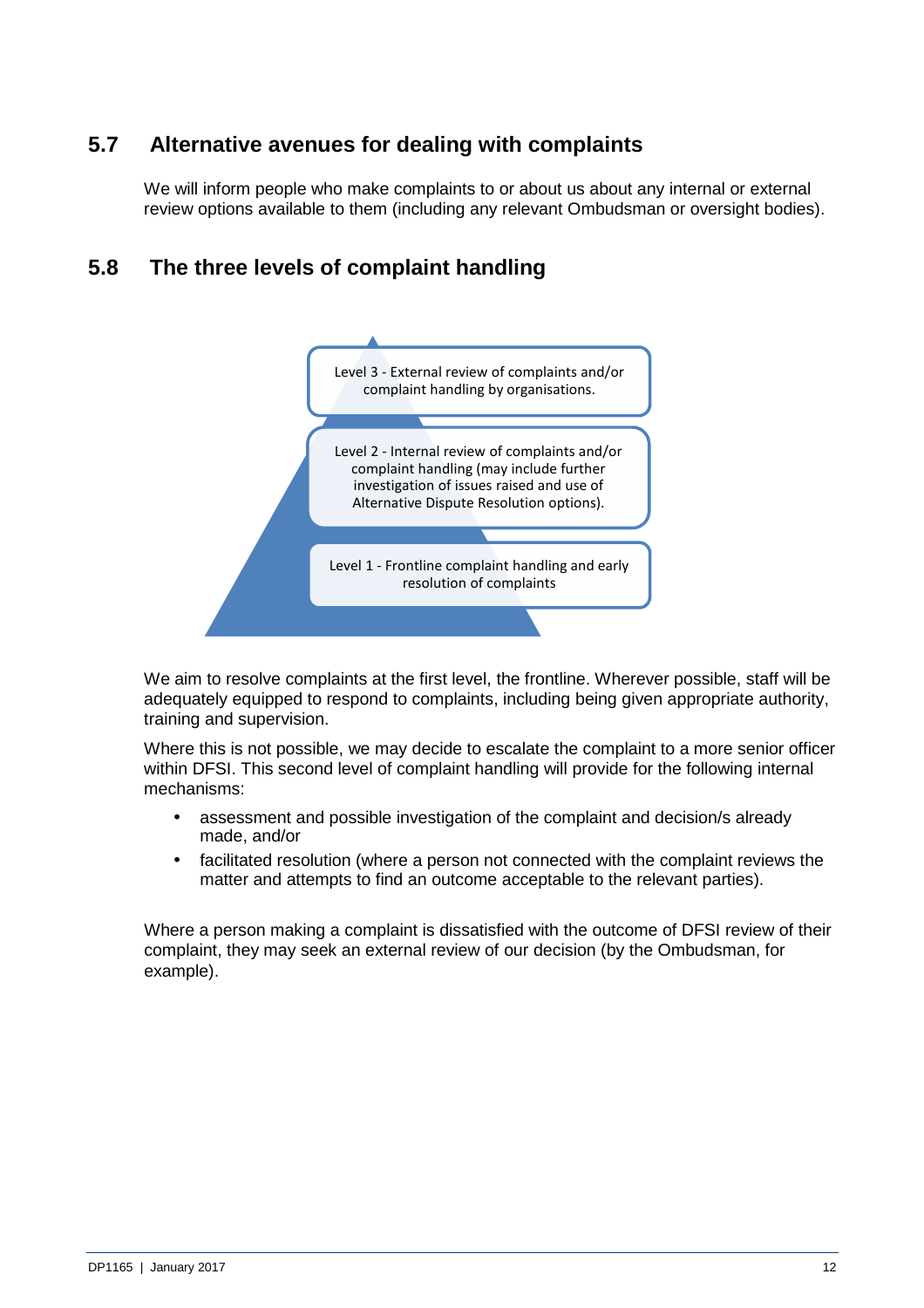## 5.7 Alternative avenues for dealing with complaints

We will inform people who make complaints to or about us about any internal or external review options available to them (including any relevant Ombudsman or oversight bodies).

## 5.8 The three levels of complaint handling

Level 3 - External review of complaints and/or complaint handling by organisations.

Level 2 - Internal review of complaints and/or complaint handling (may include further investigation of issues raised and use of Alternative Dispute Resolution options).

Level 1 - Frontline complaint handling and early resolution of complaints

We aim to resolve complaints at the first level, the frontline. Wherever possible, staff will be adequately equipped to respond to complaints, including being given appropriate authority, training and supervision.

Where this is not possible, we may decide to escalate the complaint to a more senior officer within DFSI. This second level of complaint handling will provide for the following internal mechanisms:

- assessment and possible investigation of the complaint and decision/s already made, and/or
- facilitated resolution (where a person not connected with the complaint reviews the matter and attempts to find an outcome acceptable to the relevant parties).

Where a person making a complaint is dissatisfied with the outcome of DFSI review of their complaint, they may seek an external review of our decision (by the Ombudsman, for example).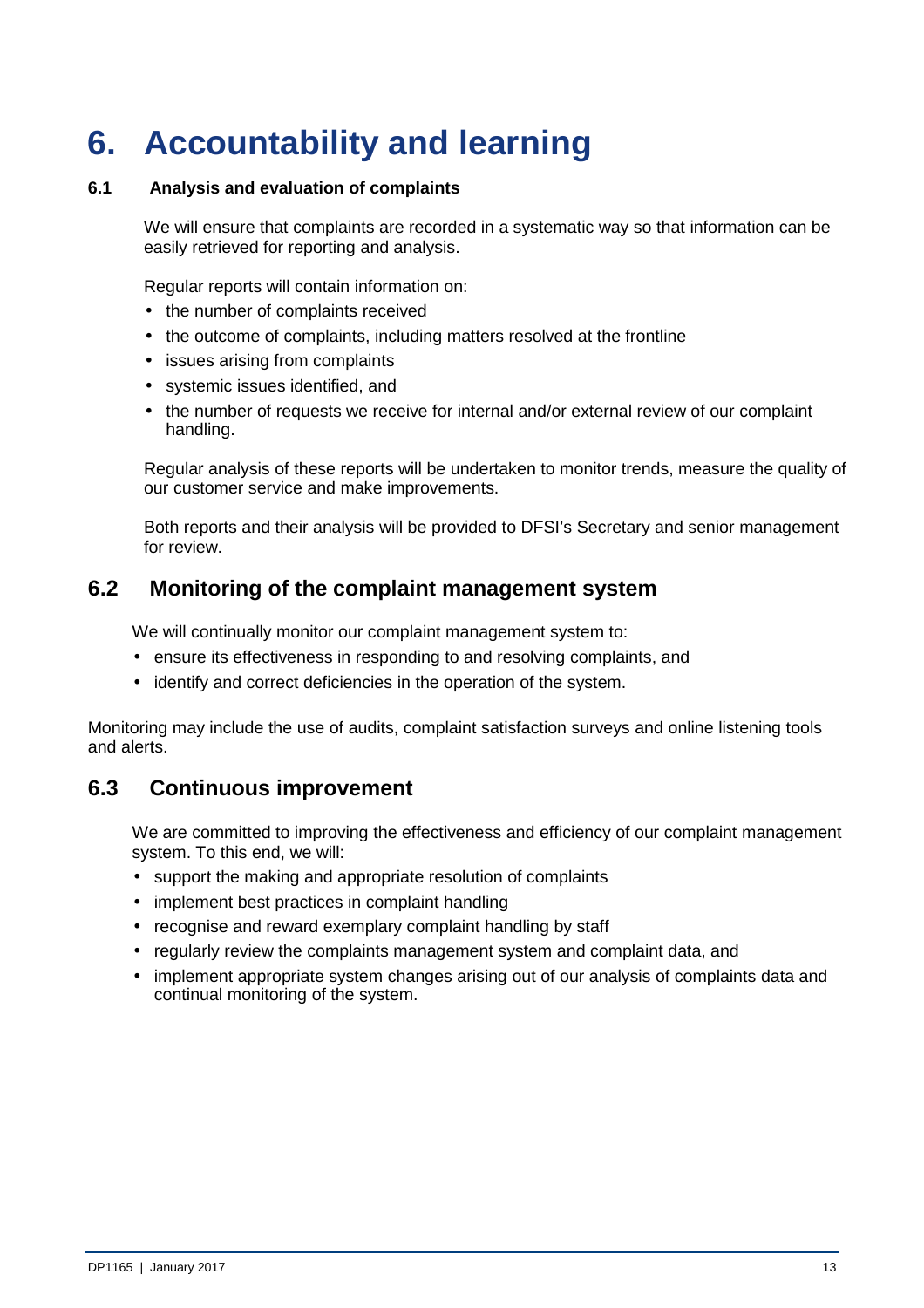# 6. Accountability and learning

### 6.1 Analysis and evaluation of complaints

We will ensure that complaints are recorded in a systematic way so that information can be easily retrieved for reporting and analysis.

Regular reports will contain information on:

- the number of complaints received
- the outcome of complaints, including matters resolved at the frontline
- issues arising from complaints
- systemic issues identified, and
- the number of requests we receive for internal and/or external review of our complaint handling.

Regular analysis of these reports will be undertaken to monitor trends, measure the quality of our customer service and make improvements.

Both reports and their analysis will be provided to DFSI's Secretary and senior management for review.

## 6.2 Monitoring of the complaint management system

We will continually monitor our complaint management system to:

- ensure its effectiveness in responding to and resolving complaints, and
- identify and correct deficiencies in the operation of the system.

Monitoring may include the use of audits, complaint satisfaction surveys and online listening tools and alerts.

## 6.3 Continuous improvement

We are committed to improving the effectiveness and efficiency of our complaint management system. To this end, we will:

- support the making and appropriate resolution of complaints
- implement best practices in complaint handling
- recognise and reward exemplary complaint handling by staff
- regularly review the complaints management system and complaint data, and
- implement appropriate system changes arising out of our analysis of complaints data and continual monitoring of the system.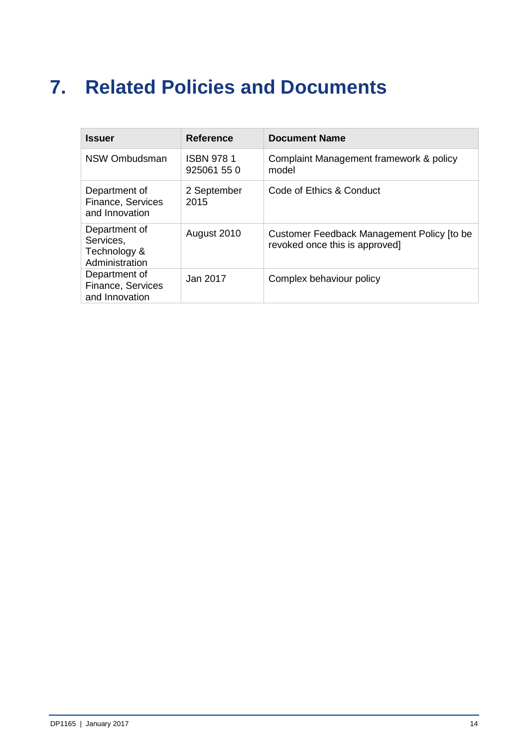# 7. Related Policies and Documents

| Issuer | Reference | Document Name |
|---|---|---|
| NSW Ombudsman | ISBN 978 1 925061 55 0 | Complaint Management framework & policy model |
| Department of Finance, Services and Innovation | 2 September 2015 | Code of Ethics & Conduct |
| Department of Services, Technology & Administration | August 2010 | Customer Feedback Management Policy [to be revoked once this is approved] |
| Department of Finance, Services and Innovation | Jan 2017 | Complex behaviour policy |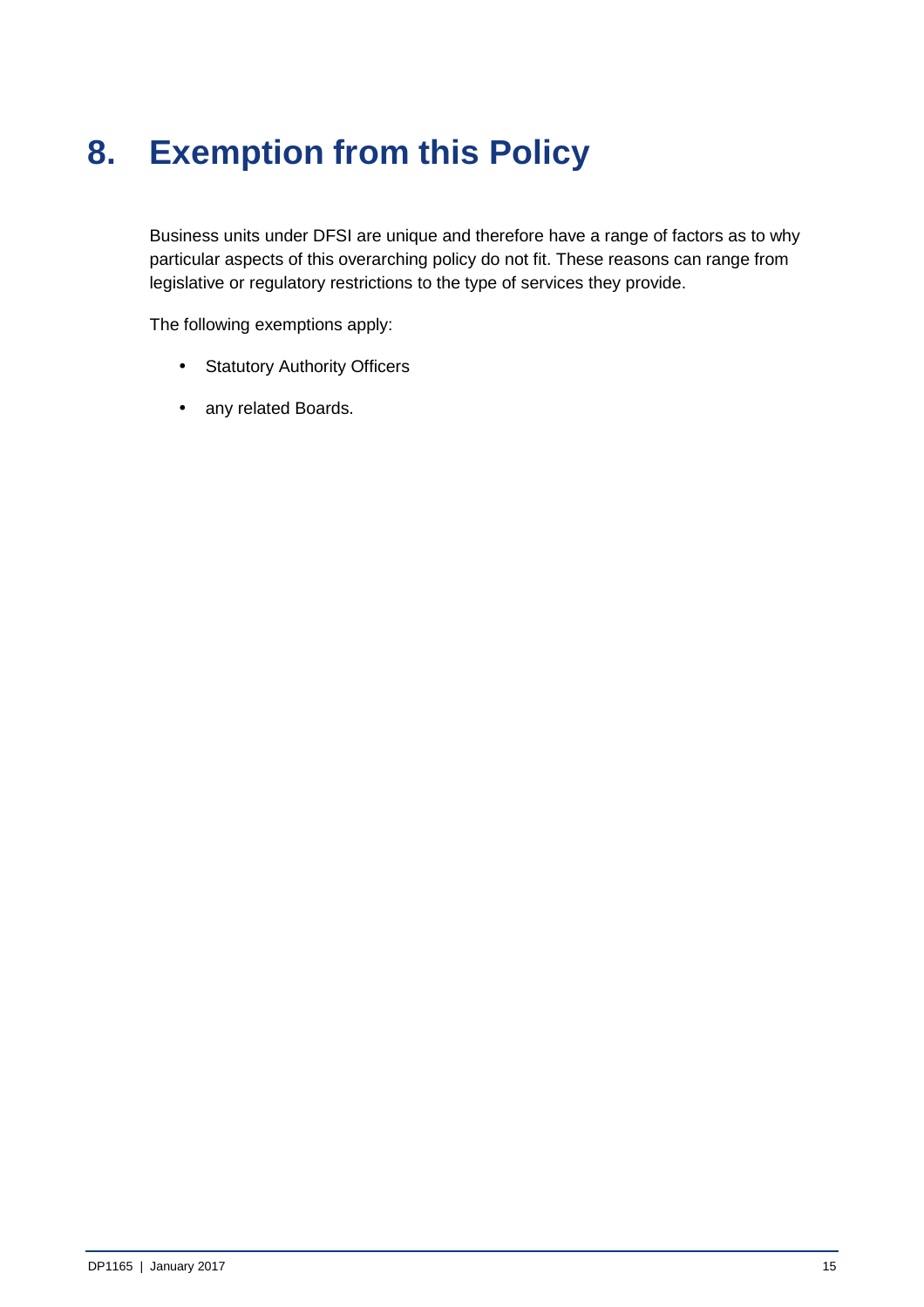# 8. Exemption from this Policy

Business units under DFSI are unique and therefore have a range of factors as to why particular aspects of this overarching policy do not fit. These reasons can range from legislative or regulatory restrictions to the type of services they provide.

The following exemptions apply:

- Statutory Authority Officers
- any related Boards.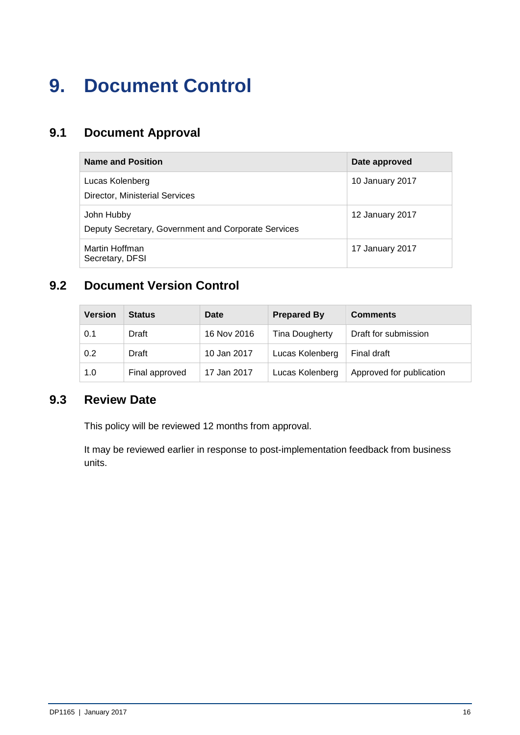# 9. Document Control

## 9.1 Document Approval

| Name and Position | Date approved |
| --- | --- |
| Lucas Kolenberg<br>Director, Ministerial Services | 10 January 2017 |
| John Hubby<br>Deputy Secretary, Government and Corporate Services | 12 January 2017 |
| Martin Hoffman<br>Secretary, DFSI | 17 January 2017 |

## 9.2 Document Version Control

| Version | Status | Date | Prepared By | Comments |
| --- | --- | --- | --- | --- |
| 0.1 | Draft | 16 Nov 2016 | Tina Dougherty | Draft for submission |
| 0.2 | Draft | 10 Jan 2017 | Lucas Kolenberg | Final draft |
| 1.0 | Final approved | 17 Jan 2017 | Lucas Kolenberg | Approved for publication |

## 9.3 Review Date

This policy will be reviewed 12 months from approval.

It may be reviewed earlier in response to post-implementation feedback from business units.